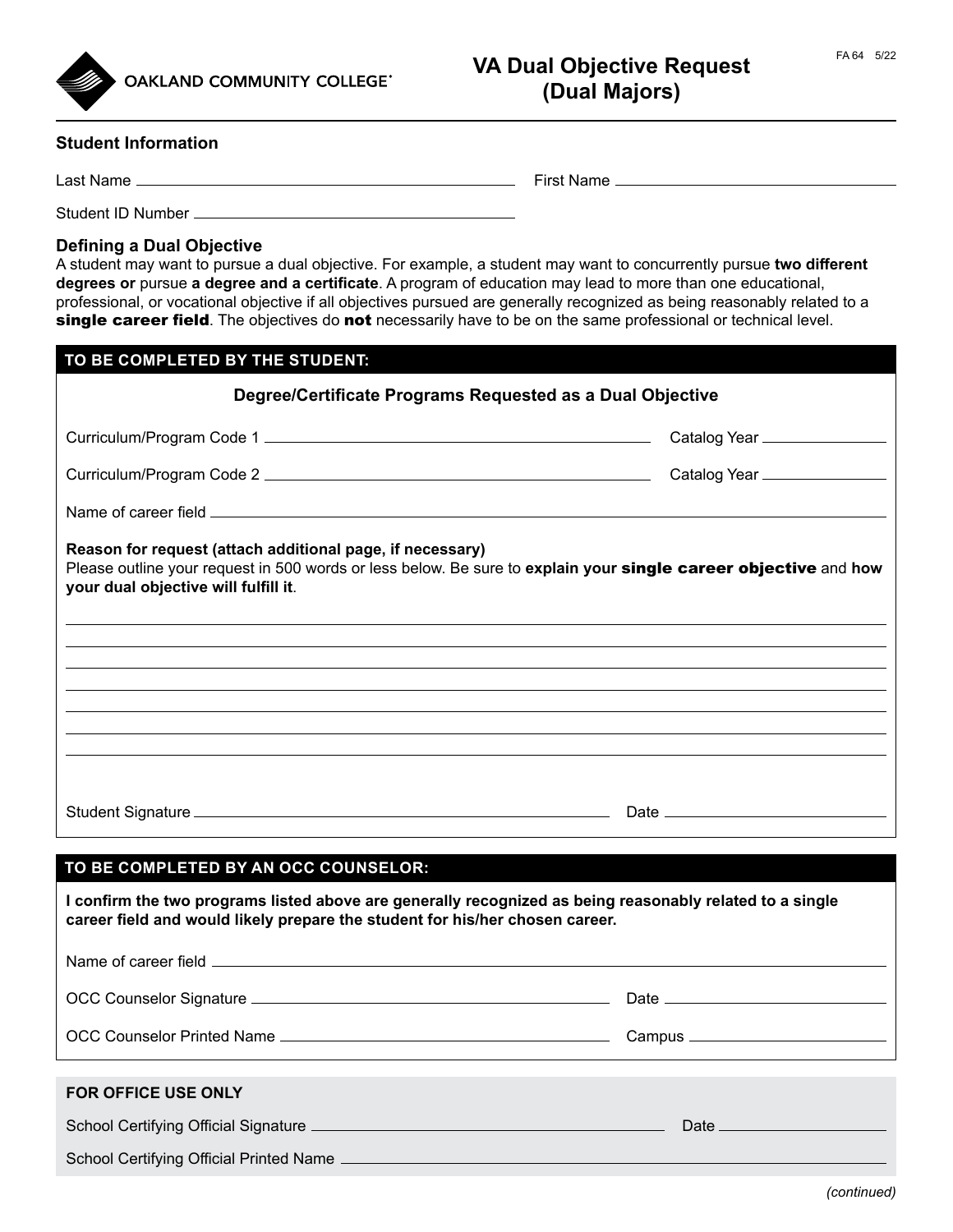OAKLAND COMMUNITY COLLEGE

# VA Dual Objective Request (Dual Majors)

FA 64 5/22

## Student Information

Last Name ______________________________ First Name ______________________________

Student ID Number ______________________________

### Defining a Dual Objective

A student may want to pursue a dual objective. For example, a student may want to concurrently pursue **two different degrees or** pursue **a degree and a certificate**. A program of education may lead to more than one educational, professional, or vocational objective if all objectives pursued are generally recognized as being reasonably related to a **single career field**. The objectives do **not** necessarily have to be on the same professional or technical level.

## TO BE COMPLETED BY THE STUDENT:

### Degree/Certificate Programs Requested as a Dual Objective

Curriculum/Program Code 1 ______________________________ Catalog Year ______________

Curriculum/Program Code 2 ______________________________ Catalog Year ______________

Name of career field ______________________________

**Reason for request (attach additional page, if necessary)**

Please outline your request in 500 words or less below. Be sure to **explain your single career objective** and **how your dual objective will fulfill it**.

______________________________________________________________________

______________________________________________________________________

______________________________________________________________________

______________________________________________________________________

______________________________________________________________________

______________________________________________________________________

______________________________________________________________________

Student Signature ______________________________ Date ______________

## TO BE COMPLETED BY AN OCC COUNSELOR:

**I confirm the two programs listed above are generally recognized as being reasonably related to a single career field and would likely prepare the student for his/her chosen career.**

Name of career field ______________________________

OCC Counselor Signature ______________________________ Date ______________

OCC Counselor Printed Name ______________________________ Campus ______________

**FOR OFFICE USE ONLY**

School Certifying Official Signature ______________________________ Date ______________

School Certifying Official Printed Name ______________________________

*(continued)*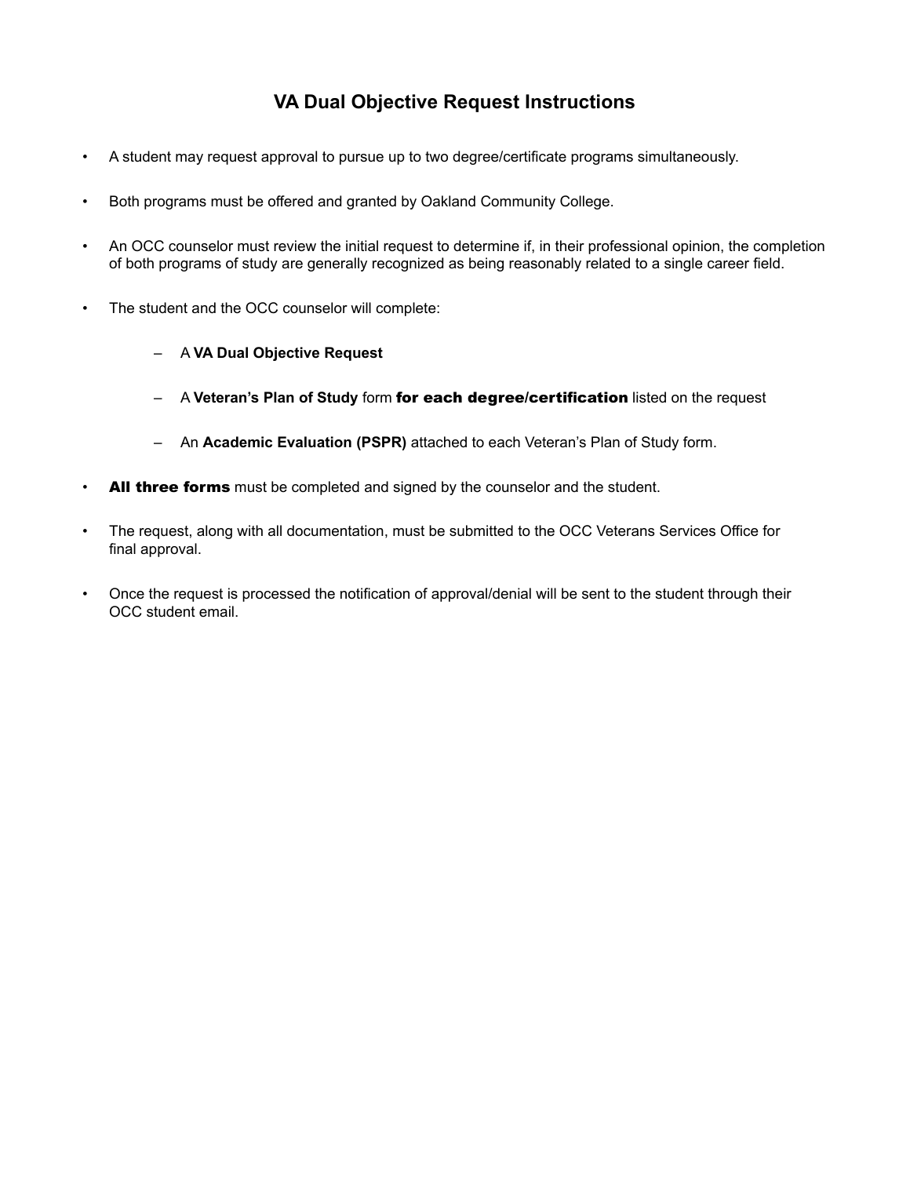# VA Dual Objective Request Instructions

- A student may request approval to pursue up to two degree/certificate programs simultaneously.
- Both programs must be offered and granted by Oakland Community College.
- An OCC counselor must review the initial request to determine if, in their professional opinion, the completion of both programs of study are generally recognized as being reasonably related to a single career field.
- The student and the OCC counselor will complete:
  - A **VA Dual Objective Request**
  - A **Veteran's Plan of Study** form **for each degree/certification** listed on the request
  - An **Academic Evaluation (PSPR)** attached to each Veteran's Plan of Study form.
- **All three forms** must be completed and signed by the counselor and the student.
- The request, along with all documentation, must be submitted to the OCC Veterans Services Office for final approval.
- Once the request is processed the notification of approval/denial will be sent to the student through their OCC student email.